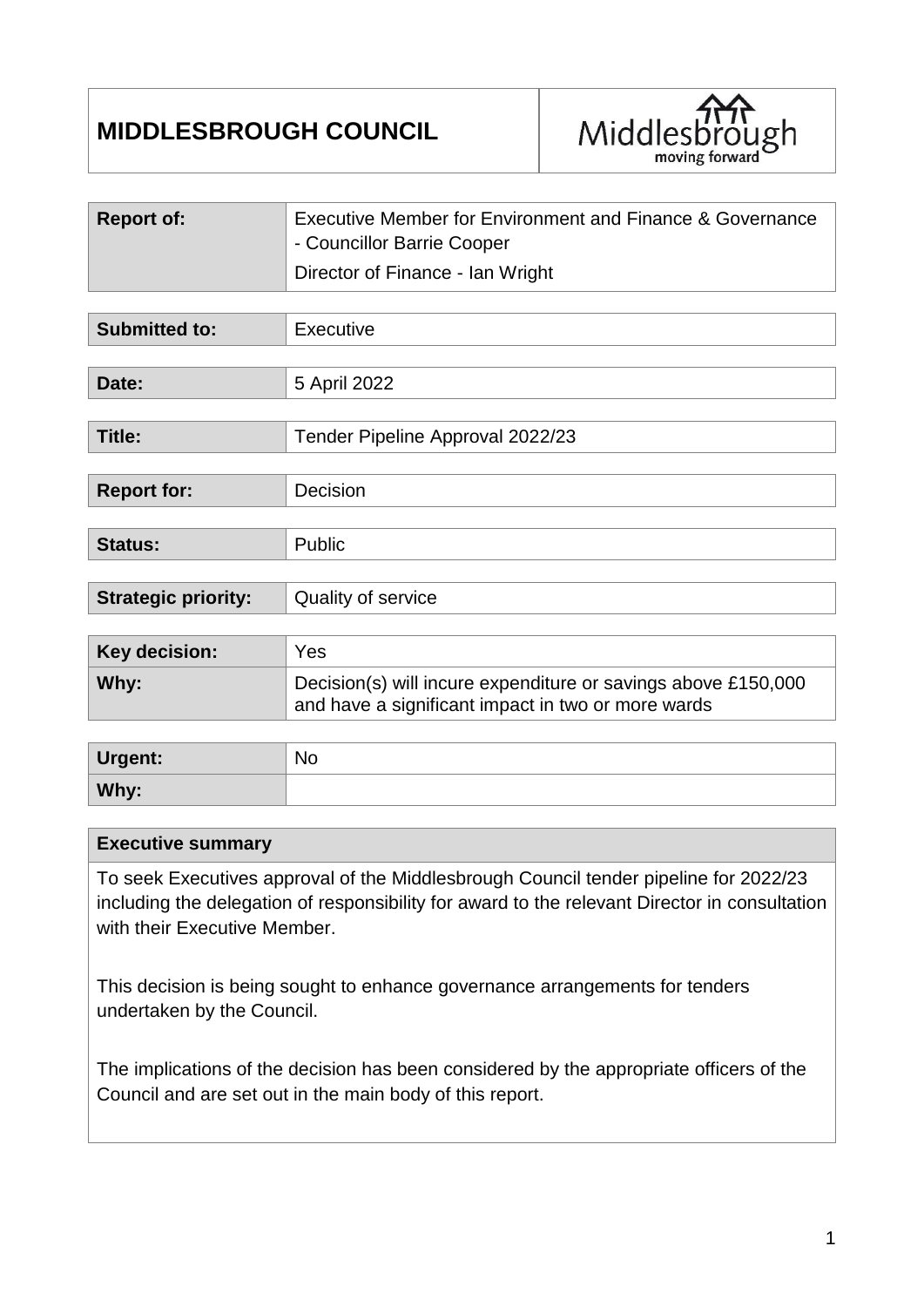# MIDDLESBROUGH COUNCIL

| | |
|---|---|
| **Report of:** | Executive Member for Environment and Finance & Governance - Councillor Barrie Cooper<br>Director of Finance - Ian Wright |

| | |
|---|---|
| **Submitted to:** | Executive |

| | |
|---|---|
| **Date:** | 5 April 2022 |

| | |
|---|---|
| **Title:** | Tender Pipeline Approval 2022/23 |

| | |
|---|---|
| **Report for:** | Decision |

| | |
|---|---|
| **Status:** | Public |

| | |
|---|---|
| **Strategic priority:** | Quality of service |

| | |
|---|---|
| **Key decision:** | Yes |
| **Why:** | Decision(s) will incure expenditure or savings above £150,000 and have a significant impact in two or more wards |

| | |
|---|---|
| **Urgent:** | No |
| **Why:** | |

| **Executive summary** |
|---|
| To seek Executives approval of the Middlesbrough Council tender pipeline for 2022/23 including the delegation of responsibility for award to the relevant Director in consultation with their Executive Member.<br><br>This decision is being sought to enhance governance arrangements for tenders undertaken by the Council.<br><br>The implications of the decision has been considered by the appropriate officers of the Council and are set out in the main body of this report. |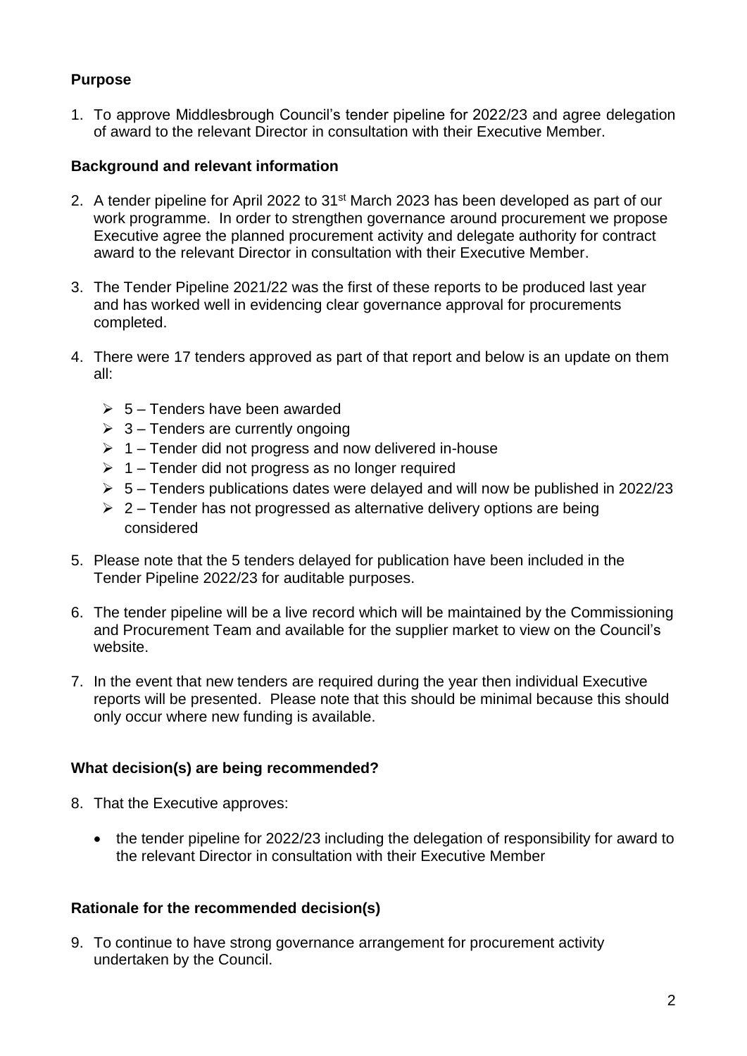## Purpose

1. To approve Middlesbrough Council's tender pipeline for 2022/23 and agree delegation of award to the relevant Director in consultation with their Executive Member.

## Background and relevant information

2. A tender pipeline for April 2022 to 31st March 2023 has been developed as part of our work programme. In order to strengthen governance around procurement we propose Executive agree the planned procurement activity and delegate authority for contract award to the relevant Director in consultation with their Executive Member.

3. The Tender Pipeline 2021/22 was the first of these reports to be produced last year and has worked well in evidencing clear governance approval for procurements completed.

4. There were 17 tenders approved as part of that report and below is an update on them all:

   - 5 – Tenders have been awarded
   - 3 – Tenders are currently ongoing
   - 1 – Tender did not progress and now delivered in-house
   - 1 – Tender did not progress as no longer required
   - 5 – Tenders publications dates were delayed and will now be published in 2022/23
   - 2 – Tender has not progressed as alternative delivery options are being considered

5. Please note that the 5 tenders delayed for publication have been included in the Tender Pipeline 2022/23 for auditable purposes.

6. The tender pipeline will be a live record which will be maintained by the Commissioning and Procurement Team and available for the supplier market to view on the Council's website.

7. In the event that new tenders are required during the year then individual Executive reports will be presented. Please note that this should be minimal because this should only occur where new funding is available.

## What decision(s) are being recommended?

8. That the Executive approves:

   - the tender pipeline for 2022/23 including the delegation of responsibility for award to the relevant Director in consultation with their Executive Member

## Rationale for the recommended decision(s)

9. To continue to have strong governance arrangement for procurement activity undertaken by the Council.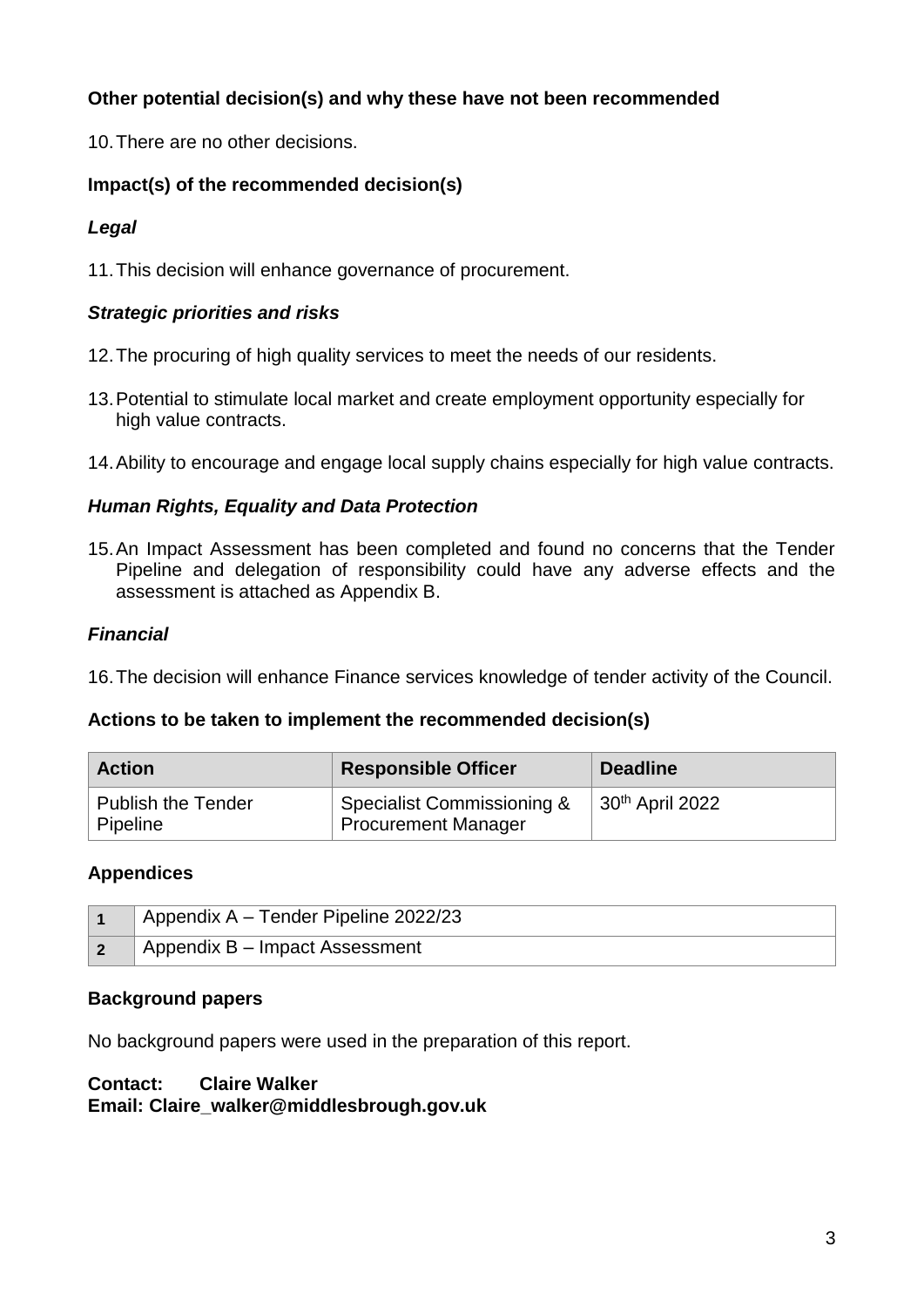**Other potential decision(s) and why these have not been recommended**

10. There are no other decisions.

**Impact(s) of the recommended decision(s)**

***Legal***

11. This decision will enhance governance of procurement.

***Strategic priorities and risks***

12. The procuring of high quality services to meet the needs of our residents.

13. Potential to stimulate local market and create employment opportunity especially for high value contracts.

14. Ability to encourage and engage local supply chains especially for high value contracts.

***Human Rights, Equality and Data Protection***

15. An Impact Assessment has been completed and found no concerns that the Tender Pipeline and delegation of responsibility could have any adverse effects and the assessment is attached as Appendix B.

***Financial***

16. The decision will enhance Finance services knowledge of tender activity of the Council.

**Actions to be taken to implement the recommended decision(s)**

| Action | Responsible Officer | Deadline |
|---|---|---|
| Publish the Tender Pipeline | Specialist Commissioning & Procurement Manager | 30th April 2022 |

**Appendices**

| | |
|---|---|
| **1** | Appendix A – Tender Pipeline 2022/23 |
| **2** | Appendix B – Impact Assessment |

**Background papers**

No background papers were used in the preparation of this report.

**Contact: Claire Walker**
**Email: Claire_walker@middlesbrough.gov.uk**